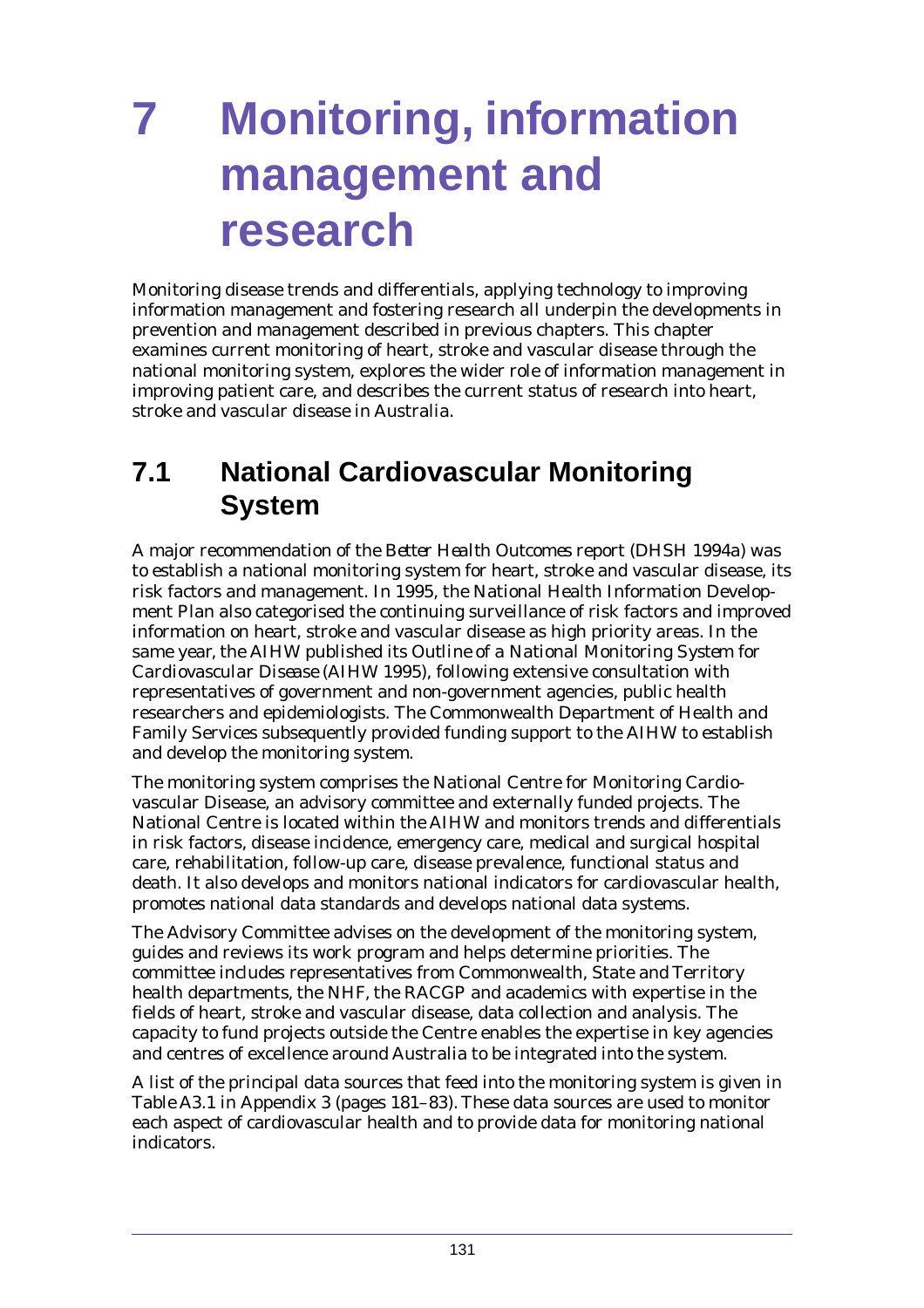# 7 Monitoring, information management and research

Monitoring disease trends and differentials, applying technology to improving information management and fostering research all underpin the developments in prevention and management described in previous chapters. This chapter examines current monitoring of heart, stroke and vascular disease through the national monitoring system, explores the wider role of information management in improving patient care, and describes the current status of research into heart, stroke and vascular disease in Australia.

## 7.1 National Cardiovascular Monitoring System

A major recommendation of the *Better Health Outcomes* report (DHSH 1994a) was to establish a national monitoring system for heart, stroke and vascular disease, its risk factors and management. In 1995, the National Health Information Development Plan also categorised the continuing surveillance of risk factors and improved information on heart, stroke and vascular disease as high priority areas. In the same year, the AIHW published its *Outline of a National Monitoring System for Cardiovascular Disease* (AIHW 1995), following extensive consultation with representatives of government and non-government agencies, public health researchers and epidemiologists. The Commonwealth Department of Health and Family Services subsequently provided funding support to the AIHW to establish and develop the monitoring system.

The monitoring system comprises the National Centre for Monitoring Cardiovascular Disease, an advisory committee and externally funded projects. The National Centre is located within the AIHW and monitors trends and differentials in risk factors, disease incidence, emergency care, medical and surgical hospital care, rehabilitation, follow-up care, disease prevalence, functional status and death. It also develops and monitors national indicators for cardiovascular health, promotes national data standards and develops national data systems.

The Advisory Committee advises on the development of the monitoring system, guides and reviews its work program and helps determine priorities. The committee includes representatives from Commonwealth, State and Territory health departments, the NHF, the RACGP and academics with expertise in the fields of heart, stroke and vascular disease, data collection and analysis. The capacity to fund projects outside the Centre enables the expertise in key agencies and centres of excellence around Australia to be integrated into the system.

A list of the principal data sources that feed into the monitoring system is given in Table A3.1 in Appendix 3 (pages 181–83). These data sources are used to monitor each aspect of cardiovascular health and to provide data for monitoring national indicators.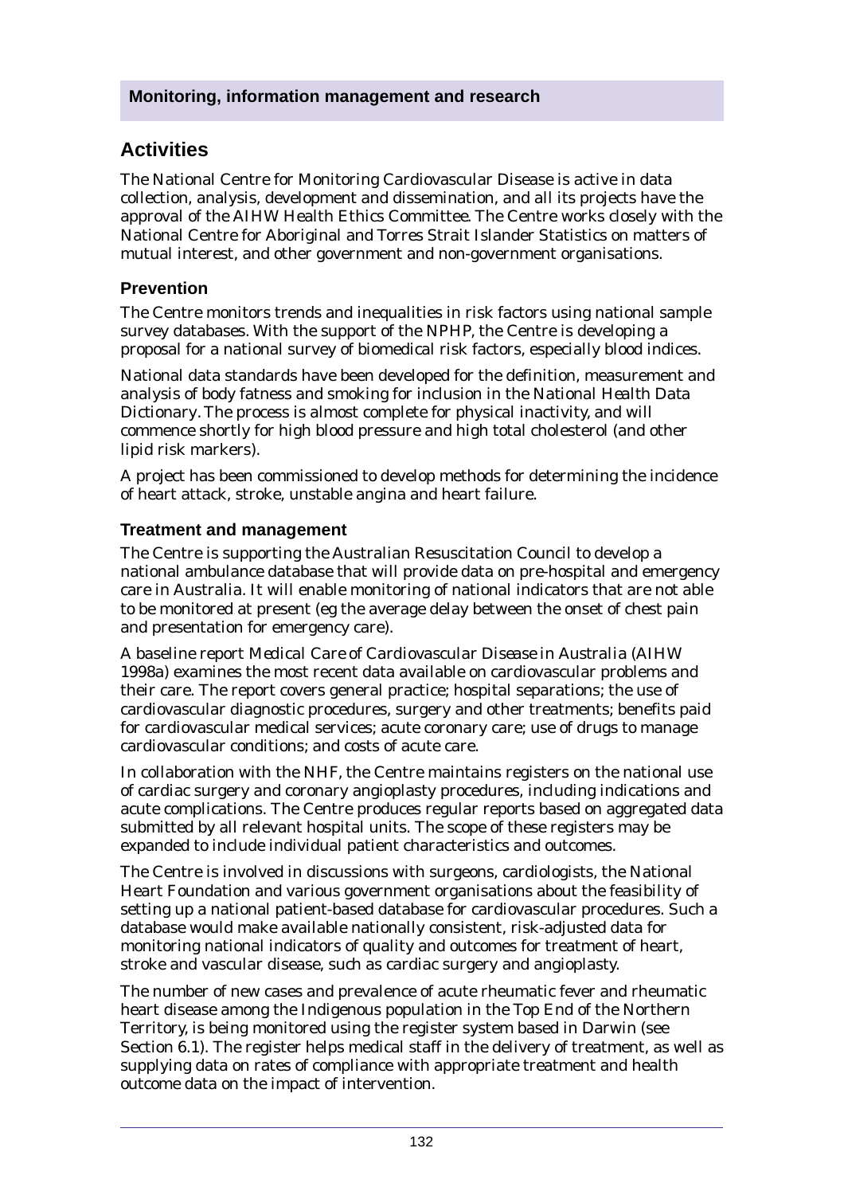**Monitoring, information management and research**

## Activities

The National Centre for Monitoring Cardiovascular Disease is active in data collection, analysis, development and dissemination, and all its projects have the approval of the AIHW Health Ethics Committee. The Centre works closely with the National Centre for Aboriginal and Torres Strait Islander Statistics on matters of mutual interest, and other government and non-government organisations.

### Prevention

The Centre monitors trends and inequalities in risk factors using national sample survey databases. With the support of the NPHP, the Centre is developing a proposal for a national survey of biomedical risk factors, especially blood indices.

National data standards have been developed for the definition, measurement and analysis of body fatness and smoking for inclusion in the *National Health Data Dictionary*. The process is almost complete for physical inactivity, and will commence shortly for high blood pressure and high total cholesterol (and other lipid risk markers).

A project has been commissioned to develop methods for determining the incidence of heart attack, stroke, unstable angina and heart failure.

### Treatment and management

The Centre is supporting the Australian Resuscitation Council to develop a national ambulance database that will provide data on pre-hospital and emergency care in Australia. It will enable monitoring of national indicators that are not able to be monitored at present (eg the average delay between the onset of chest pain and presentation for emergency care).

A baseline report *Medical Care of Cardiovascular Disease in Australia* (AIHW 1998a) examines the most recent data available on cardiovascular problems and their care. The report covers general practice; hospital separations; the use of cardiovascular diagnostic procedures, surgery and other treatments; benefits paid for cardiovascular medical services; acute coronary care; use of drugs to manage cardiovascular conditions; and costs of acute care.

In collaboration with the NHF, the Centre maintains registers on the national use of cardiac surgery and coronary angioplasty procedures, including indications and acute complications. The Centre produces regular reports based on aggregated data submitted by all relevant hospital units. The scope of these registers may be expanded to include individual patient characteristics and outcomes.

The Centre is involved in discussions with surgeons, cardiologists, the National Heart Foundation and various government organisations about the feasibility of setting up a national patient-based database for cardiovascular procedures. Such a database would make available nationally consistent, risk-adjusted data for monitoring national indicators of quality and outcomes for treatment of heart, stroke and vascular disease, such as cardiac surgery and angioplasty.

The number of new cases and prevalence of acute rheumatic fever and rheumatic heart disease among the Indigenous population in the Top End of the Northern Territory, is being monitored using the register system based in Darwin (see Section 6.1). The register helps medical staff in the delivery of treatment, as well as supplying data on rates of compliance with appropriate treatment and health outcome data on the impact of intervention.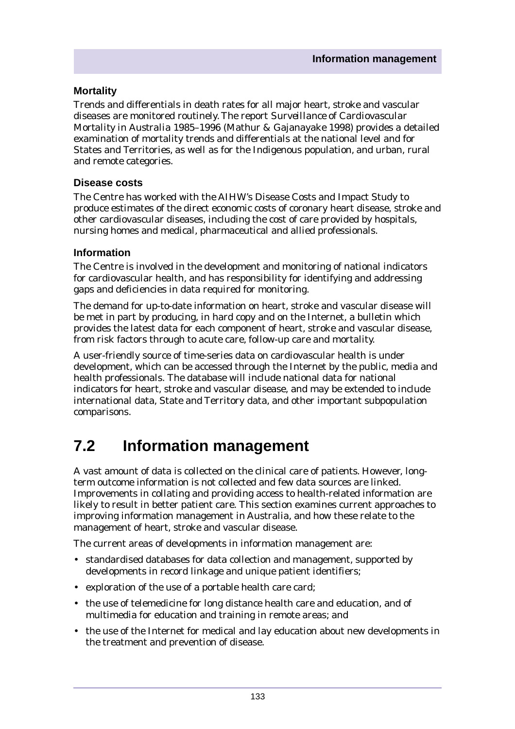### Mortality

Trends and differentials in death rates for all major heart, stroke and vascular diseases are monitored routinely. The report *Surveillance of Cardiovascular Mortality in Australia 1985–1996* (Mathur & Gajanayake 1998) provides a detailed examination of mortality trends and differentials at the national level and for States and Territories, as well as for the Indigenous population, and urban, rural and remote categories.

### Disease costs

The Centre has worked with the AIHW's Disease Costs and Impact Study to produce estimates of the direct economic costs of coronary heart disease, stroke and other cardiovascular diseases, including the cost of care provided by hospitals, nursing homes and medical, pharmaceutical and allied professionals.

### Information

The Centre is involved in the development and monitoring of national indicators for cardiovascular health, and has responsibility for identifying and addressing gaps and deficiencies in data required for monitoring.

The demand for up-to-date information on heart, stroke and vascular disease will be met in part by producing, in hard copy and on the Internet, a bulletin which provides the latest data for each component of heart, stroke and vascular disease, from risk factors through to acute care, follow-up care and mortality.

A user-friendly source of time-series data on cardiovascular health is under development, which can be accessed through the Internet by the public, media and health professionals. The database will include national data for national indicators for heart, stroke and vascular disease, and may be extended to include international data, State and Territory data, and other important subpopulation comparisons.

## 7.2 Information management

A vast amount of data is collected on the clinical care of patients. However, long-term outcome information is not collected and few data sources are linked. Improvements in collating and providing access to health-related information are likely to result in better patient care. This section examines current approaches to improving information management in Australia, and how these relate to the management of heart, stroke and vascular disease.

The current areas of developments in information management are:

- standardised databases for data collection and management, supported by developments in record linkage and unique patient identifiers;
- exploration of the use of a portable health care card;
- the use of telemedicine for long distance health care and education, and of multimedia for education and training in remote areas; and
- the use of the Internet for medical and lay education about new developments in the treatment and prevention of disease.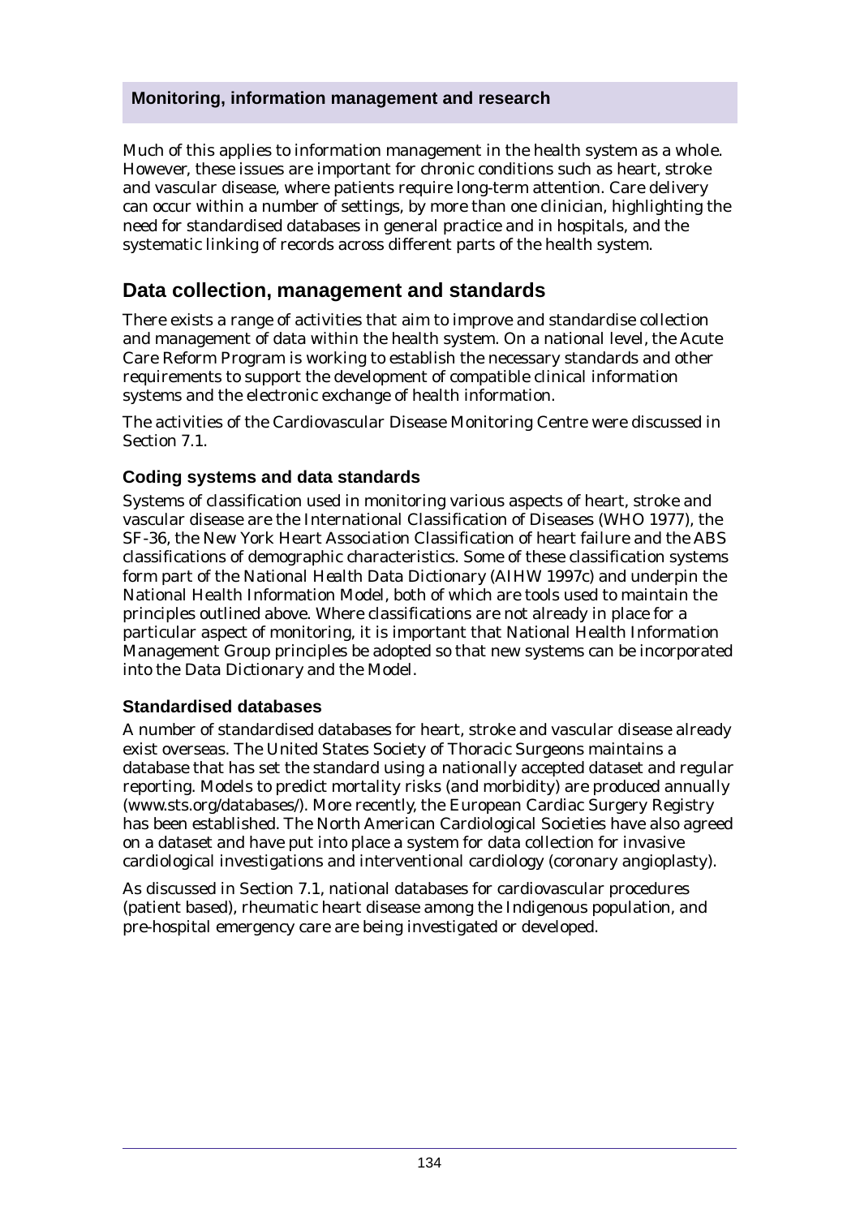**Monitoring, information management and research**

Much of this applies to information management in the health system as a whole. However, these issues are important for chronic conditions such as heart, stroke and vascular disease, where patients require long-term attention. Care delivery can occur within a number of settings, by more than one clinician, highlighting the need for standardised databases in general practice and in hospitals, and the systematic linking of records across different parts of the health system.

## Data collection, management and standards

There exists a range of activities that aim to improve and standardise collection and management of data within the health system. On a national level, the Acute Care Reform Program is working to establish the necessary standards and other requirements to support the development of compatible clinical information systems and the electronic exchange of health information.

The activities of the Cardiovascular Disease Monitoring Centre were discussed in Section 7.1.

### Coding systems and data standards

Systems of classification used in monitoring various aspects of heart, stroke and vascular disease are the International Classification of Diseases (WHO 1977), the SF-36, the New York Heart Association Classification of heart failure and the ABS classifications of demographic characteristics. Some of these classification systems form part of the *National Health Data Dictionary* (AIHW 1997c) and underpin the National Health Information Model, both of which are tools used to maintain the principles outlined above. Where classifications are not already in place for a particular aspect of monitoring, it is important that National Health Information Management Group principles be adopted so that new systems can be incorporated into the Data Dictionary and the Model.

### Standardised databases

A number of standardised databases for heart, stroke and vascular disease already exist overseas. The United States Society of Thoracic Surgeons maintains a database that has set the standard using a nationally accepted dataset and regular reporting. Models to predict mortality risks (and morbidity) are produced annually (www.sts.org/databases/). More recently, the European Cardiac Surgery Registry has been established. The North American Cardiological Societies have also agreed on a dataset and have put into place a system for data collection for invasive cardiological investigations and interventional cardiology (coronary angioplasty).

As discussed in Section 7.1, national databases for cardiovascular procedures (patient based), rheumatic heart disease among the Indigenous population, and pre-hospital emergency care are being investigated or developed.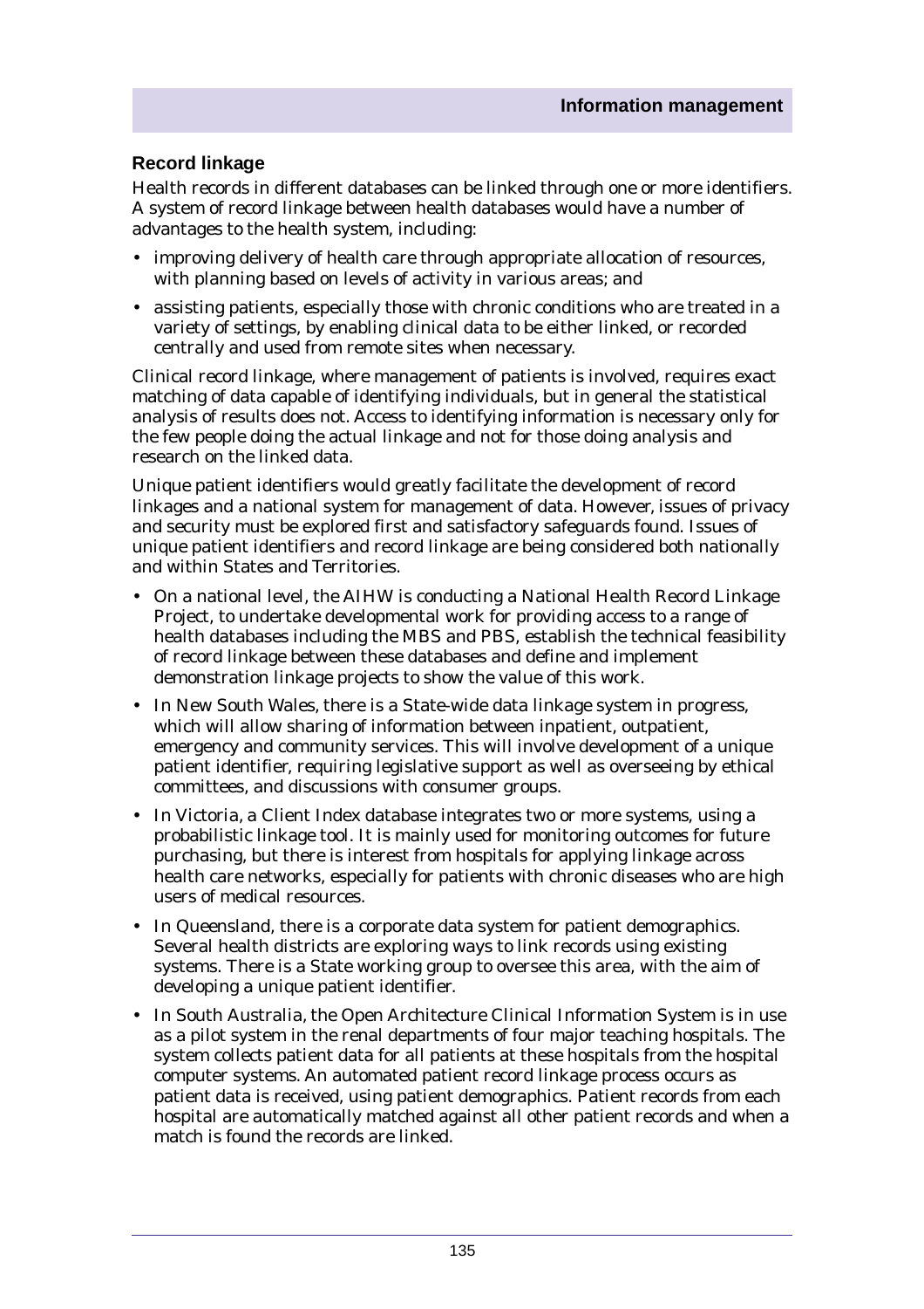## Record linkage

Health records in different databases can be linked through one or more identifiers. A system of record linkage between health databases would have a number of advantages to the health system, including:

- improving delivery of health care through appropriate allocation of resources, with planning based on levels of activity in various areas; and
- assisting patients, especially those with chronic conditions who are treated in a variety of settings, by enabling clinical data to be either linked, or recorded centrally and used from remote sites when necessary.

Clinical record linkage, where management of patients is involved, requires exact matching of data capable of identifying individuals, but in general the statistical analysis of results does not. Access to identifying information is necessary only for the few people doing the actual linkage and not for those doing analysis and research on the linked data.

Unique patient identifiers would greatly facilitate the development of record linkages and a national system for management of data. However, issues of privacy and security must be explored first and satisfactory safeguards found. Issues of unique patient identifiers and record linkage are being considered both nationally and within States and Territories.

- On a national level, the AIHW is conducting a National Health Record Linkage Project, to undertake developmental work for providing access to a range of health databases including the MBS and PBS, establish the technical feasibility of record linkage between these databases and define and implement demonstration linkage projects to show the value of this work.
- In New South Wales, there is a State-wide data linkage system in progress, which will allow sharing of information between inpatient, outpatient, emergency and community services. This will involve development of a unique patient identifier, requiring legislative support as well as overseeing by ethical committees, and discussions with consumer groups.
- In Victoria, a Client Index database integrates two or more systems, using a probabilistic linkage tool. It is mainly used for monitoring outcomes for future purchasing, but there is interest from hospitals for applying linkage across health care networks, especially for patients with chronic diseases who are high users of medical resources.
- In Queensland, there is a corporate data system for patient demographics. Several health districts are exploring ways to link records using existing systems. There is a State working group to oversee this area, with the aim of developing a unique patient identifier.
- In South Australia, the Open Architecture Clinical Information System is in use as a pilot system in the renal departments of four major teaching hospitals. The system collects patient data for all patients at these hospitals from the hospital computer systems. An automated patient record linkage process occurs as patient data is received, using patient demographics. Patient records from each hospital are automatically matched against all other patient records and when a match is found the records are linked.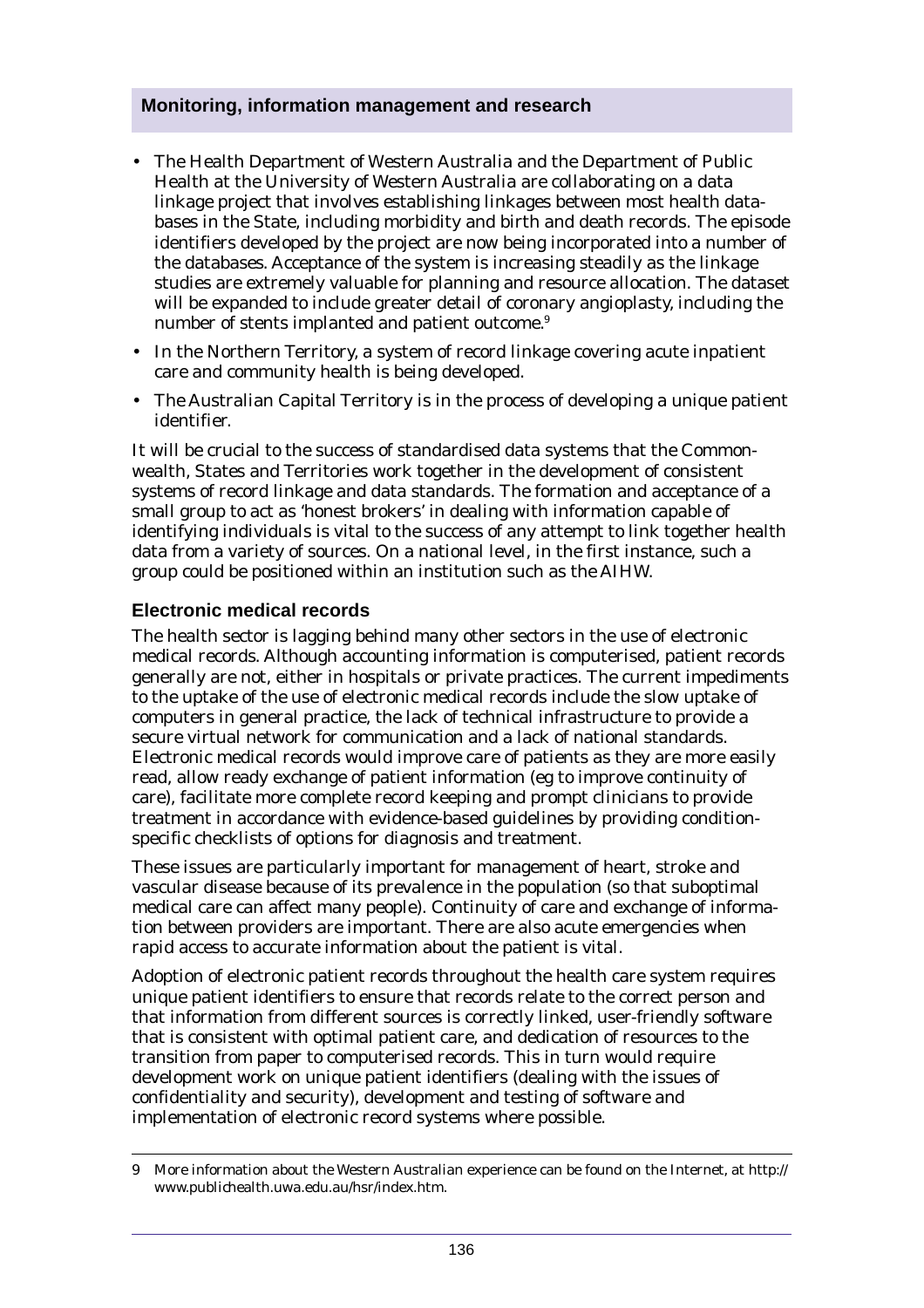## Monitoring, information management and research

- The Health Department of Western Australia and the Department of Public Health at the University of Western Australia are collaborating on a data linkage project that involves establishing linkages between most health databases in the State, including morbidity and birth and death records. The episode identifiers developed by the project are now being incorporated into a number of the databases. Acceptance of the system is increasing steadily as the linkage studies are extremely valuable for planning and resource allocation. The dataset will be expanded to include greater detail of coronary angioplasty, including the number of stents implanted and patient outcome.[9]
- In the Northern Territory, a system of record linkage covering acute inpatient care and community health is being developed.
- The Australian Capital Territory is in the process of developing a unique patient identifier.

It will be crucial to the success of standardised data systems that the Commonwealth, States and Territories work together in the development of consistent systems of record linkage and data standards. The formation and acceptance of a small group to act as 'honest brokers' in dealing with information capable of identifying individuals is vital to the success of any attempt to link together health data from a variety of sources. On a national level, in the first instance, such a group could be positioned within an institution such as the AIHW.

### Electronic medical records

The health sector is lagging behind many other sectors in the use of electronic medical records. Although accounting information is computerised, patient records generally are not, either in hospitals or private practices. The current impediments to the uptake of the use of electronic medical records include the slow uptake of computers in general practice, the lack of technical infrastructure to provide a secure virtual network for communication and a lack of national standards. Electronic medical records would improve care of patients as they are more easily read, allow ready exchange of patient information (eg to improve continuity of care), facilitate more complete record keeping and prompt clinicians to provide treatment in accordance with evidence-based guidelines by providing condition-specific checklists of options for diagnosis and treatment.

These issues are particularly important for management of heart, stroke and vascular disease because of its prevalence in the population (so that suboptimal medical care can affect many people). Continuity of care and exchange of information between providers are important. There are also acute emergencies when rapid access to accurate information about the patient is vital.

Adoption of electronic patient records throughout the health care system requires unique patient identifiers to ensure that records relate to the correct person and that information from different sources is correctly linked, user-friendly software that is consistent with optimal patient care, and dedication of resources to the transition from paper to computerised records. This in turn would require development work on unique patient identifiers (dealing with the issues of confidentiality and security), development and testing of software and implementation of electronic record systems where possible.

---

9 More information about the Western Australian experience can be found on the Internet, at http://www.publichealth.uwa.edu.au/hsr/index.htm.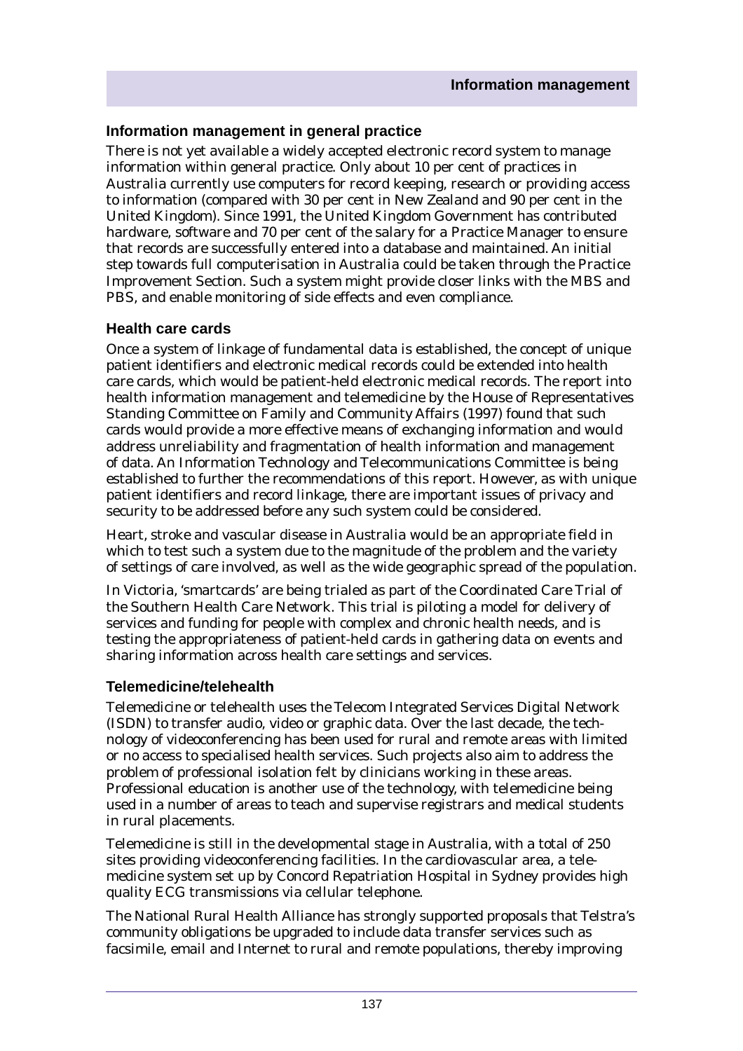### Information management in general practice

There is not yet available a widely accepted electronic record system to manage information within general practice. Only about 10 per cent of practices in Australia currently use computers for record keeping, research or providing access to information (compared with 30 per cent in New Zealand and 90 per cent in the United Kingdom). Since 1991, the United Kingdom Government has contributed hardware, software and 70 per cent of the salary for a Practice Manager to ensure that records are successfully entered into a database and maintained. An initial step towards full computerisation in Australia could be taken through the Practice Improvement Section. Such a system might provide closer links with the MBS and PBS, and enable monitoring of side effects and even compliance.

### Health care cards

Once a system of linkage of fundamental data is established, the concept of unique patient identifiers and electronic medical records could be extended into health care cards, which would be patient-held electronic medical records. The report into health information management and telemedicine by the House of Representatives Standing Committee on Family and Community Affairs (1997) found that such cards would provide a more effective means of exchanging information and would address unreliability and fragmentation of health information and management of data. An Information Technology and Telecommunications Committee is being established to further the recommendations of this report. However, as with unique patient identifiers and record linkage, there are important issues of privacy and security to be addressed before any such system could be considered.

Heart, stroke and vascular disease in Australia would be an appropriate field in which to test such a system due to the magnitude of the problem and the variety of settings of care involved, as well as the wide geographic spread of the population.

In Victoria, 'smartcards' are being trialed as part of the Coordinated Care Trial of the Southern Health Care Network. This trial is piloting a model for delivery of services and funding for people with complex and chronic health needs, and is testing the appropriateness of patient-held cards in gathering data on events and sharing information across health care settings and services.

### Telemedicine/telehealth

Telemedicine or telehealth uses the Telecom Integrated Services Digital Network (ISDN) to transfer audio, video or graphic data. Over the last decade, the technology of videoconferencing has been used for rural and remote areas with limited or no access to specialised health services. Such projects also aim to address the problem of professional isolation felt by clinicians working in these areas. Professional education is another use of the technology, with telemedicine being used in a number of areas to teach and supervise registrars and medical students in rural placements.

Telemedicine is still in the developmental stage in Australia, with a total of 250 sites providing videoconferencing facilities. In the cardiovascular area, a telemedicine system set up by Concord Repatriation Hospital in Sydney provides high quality ECG transmissions via cellular telephone.

The National Rural Health Alliance has strongly supported proposals that Telstra's community obligations be upgraded to include data transfer services such as facsimile, email and Internet to rural and remote populations, thereby improving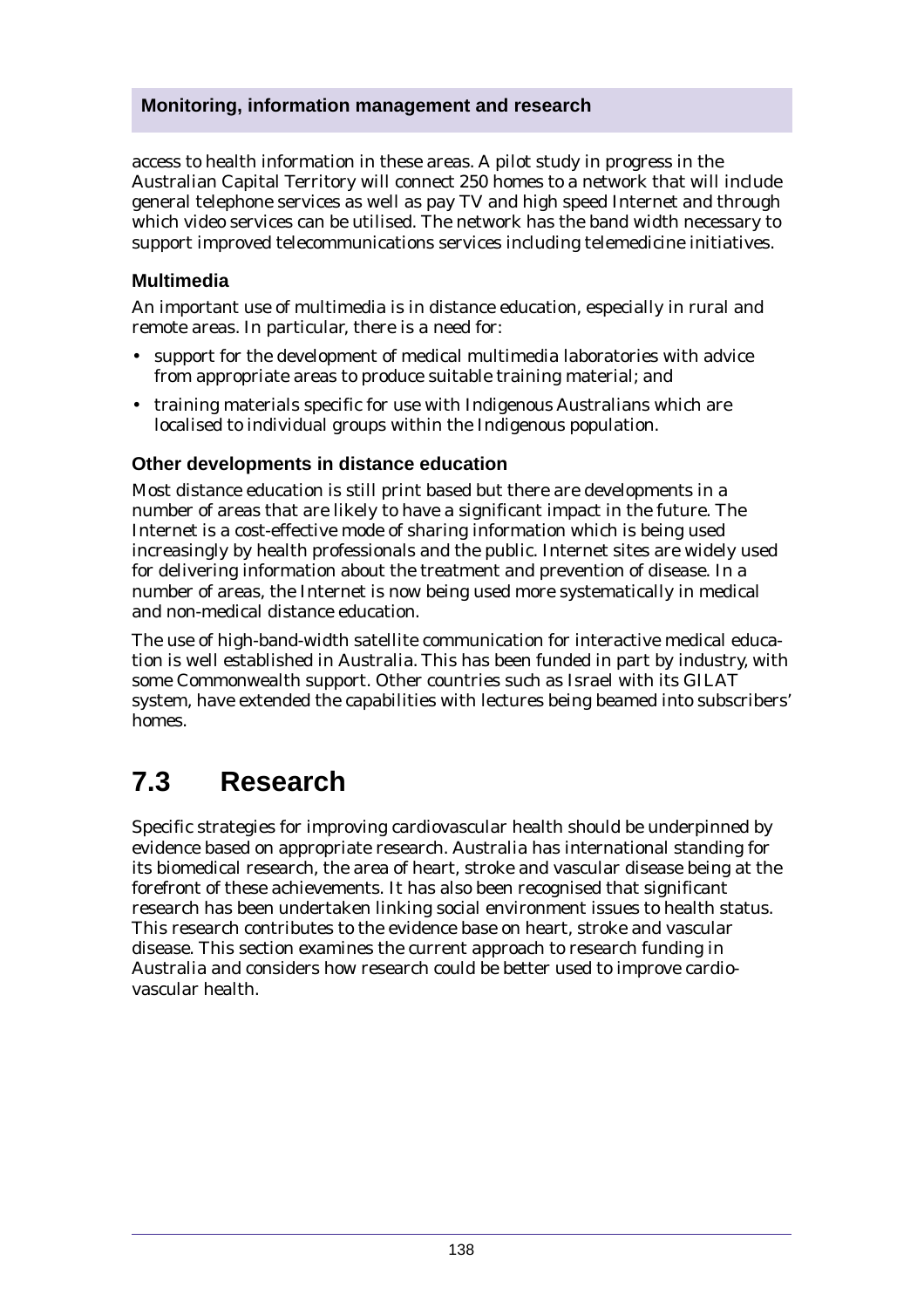access to health information in these areas. A pilot study in progress in the Australian Capital Territory will connect 250 homes to a network that will include general telephone services as well as pay TV and high speed Internet and through which video services can be utilised. The network has the band width necessary to support improved telecommunications services including telemedicine initiatives.

### Multimedia

An important use of multimedia is in distance education, especially in rural and remote areas. In particular, there is a need for:

- support for the development of medical multimedia laboratories with advice from appropriate areas to produce suitable training material; and
- training materials specific for use with Indigenous Australians which are localised to individual groups within the Indigenous population.

### Other developments in distance education

Most distance education is still print based but there are developments in a number of areas that are likely to have a significant impact in the future. The Internet is a cost-effective mode of sharing information which is being used increasingly by health professionals and the public. Internet sites are widely used for delivering information about the treatment and prevention of disease. In a number of areas, the Internet is now being used more systematically in medical and non-medical distance education.

The use of high-band-width satellite communication for interactive medical education is well established in Australia. This has been funded in part by industry, with some Commonwealth support. Other countries such as Israel with its GILAT system, have extended the capabilities with lectures being beamed into subscribers' homes.

## 7.3 Research

Specific strategies for improving cardiovascular health should be underpinned by evidence based on appropriate research. Australia has international standing for its biomedical research, the area of heart, stroke and vascular disease being at the forefront of these achievements. It has also been recognised that significant research has been undertaken linking social environment issues to health status. This research contributes to the evidence base on heart, stroke and vascular disease. This section examines the current approach to research funding in Australia and considers how research could be better used to improve cardiovascular health.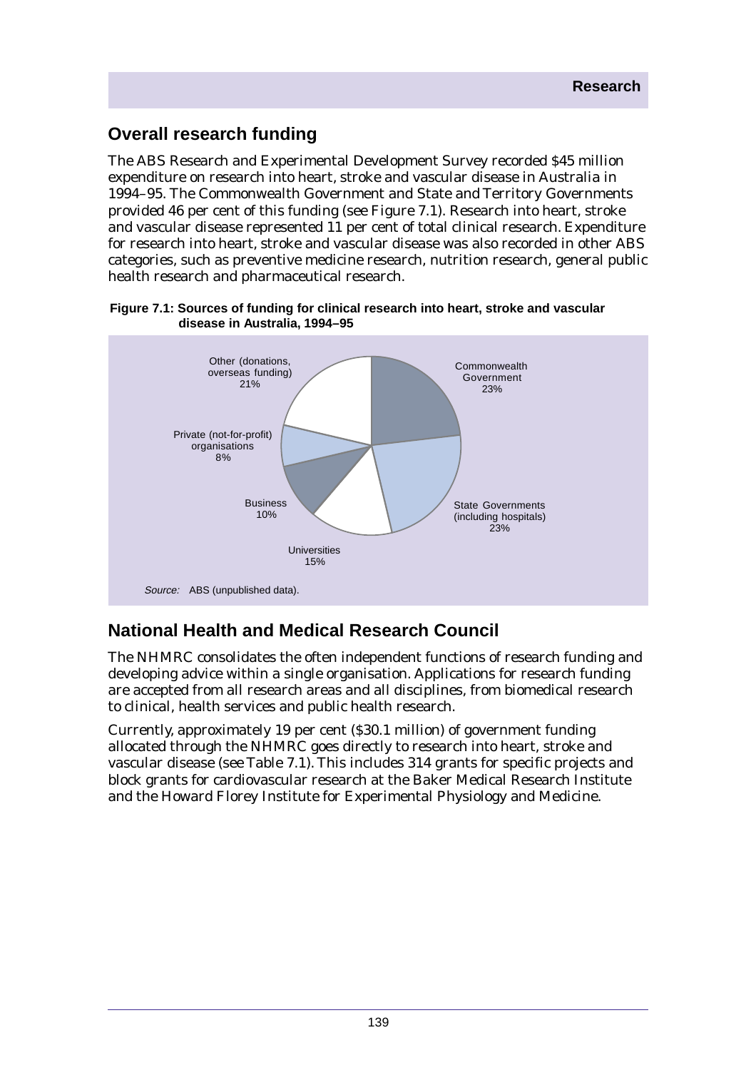## Overall research funding

The ABS Research and Experimental Development Survey recorded $45 million expenditure on research into heart, stroke and vascular disease in Australia in 1994–95. The Commonwealth Government and State and Territory Governments provided 46 per cent of this funding (see Figure 7.1). Research into heart, stroke and vascular disease represented 11 per cent of total clinical research. Expenditure for research into heart, stroke and vascular disease was also recorded in other ABS categories, such as preventive medicine research, nutrition research, general public health research and pharmaceutical research.

**Figure 7.1: Sources of funding for clinical research into heart, stroke and vascular disease in Australia, 1994–95**

| Source | Per cent |
| --- | --- |
| Commonwealth Government | 23% |
| State Governments (including hospitals) | 23% |
| Universities | 15% |
| Business | 10% |
| Private (not-for-profit) organisations | 8% |
| Other (donations, overseas funding) | 21% |

*Source:* ABS (unpublished data).

## National Health and Medical Research Council

The NHMRC consolidates the often independent functions of research funding and developing advice within a single organisation. Applications for research funding are accepted from all research areas and all disciplines, from biomedical research to clinical, health services and public health research.

Currently, approximately 19 per cent ($30.1 million) of government funding allocated through the NHMRC goes directly to research into heart, stroke and vascular disease (see Table 7.1). This includes 314 grants for specific projects and block grants for cardiovascular research at the Baker Medical Research Institute and the Howard Florey Institute for Experimental Physiology and Medicine.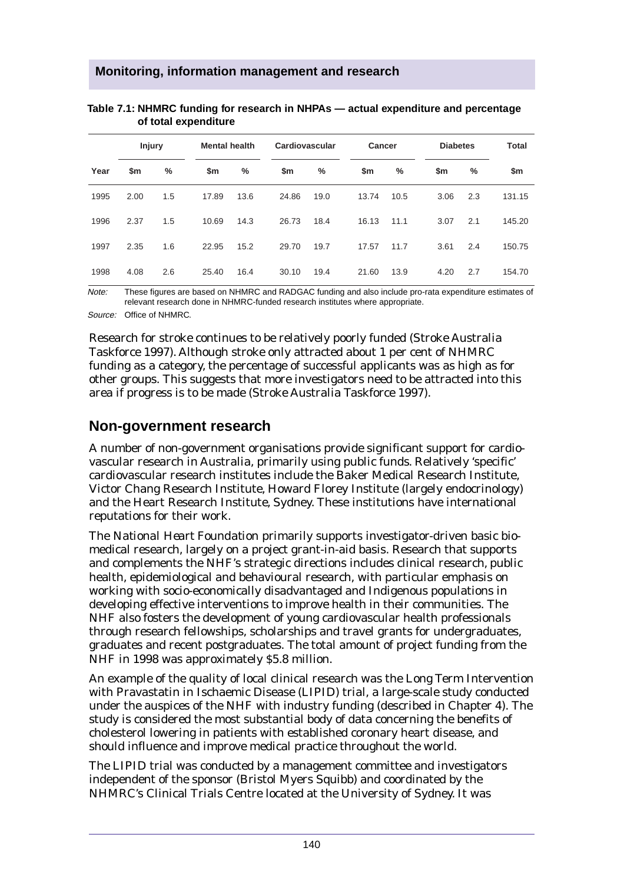## Monitoring, information management and research

**Table 7.1: NHMRC funding for research in NHPAs — actual expenditure and percentage of total expenditure**

| | Injury | | Mental health | | Cardiovascular | | Cancer | | Diabetes | | Total |
|---|---|---|---|---|---|---|---|---|---|---|---|
| Year | $m | % | $m | % | $m | % | $m | % | $m | % | $m |
| 1995 | 2.00 | 1.5 | 17.89 | 13.6 | 24.86 | 19.0 | 13.74 | 10.5 | 3.06 | 2.3 | 131.15 |
| 1996 | 2.37 | 1.5 | 10.69 | 14.3 | 26.73 | 18.4 | 16.13 | 11.1 | 3.07 | 2.1 | 145.20 |
| 1997 | 2.35 | 1.6 | 22.95 | 15.2 | 29.70 | 19.7 | 17.57 | 11.7 | 3.61 | 2.4 | 150.75 |
| 1998 | 4.08 | 2.6 | 25.40 | 16.4 | 30.10 | 19.4 | 21.60 | 13.9 | 4.20 | 2.7 | 154.70 |

*Note:* These figures are based on NHMRC and RADGAC funding and also include pro-rata expenditure estimates of relevant research done in NHMRC-funded research institutes where appropriate.

*Source:* Office of NHMRC.

Research for stroke continues to be relatively poorly funded (Stroke Australia Taskforce 1997). Although stroke only attracted about 1 per cent of NHMRC funding as a category, the percentage of successful applicants was as high as for other groups. This suggests that more investigators need to be attracted into this area if progress is to be made (Stroke Australia Taskforce 1997).

## Non-government research

A number of non-government organisations provide significant support for cardiovascular research in Australia, primarily using public funds. Relatively 'specific' cardiovascular research institutes include the Baker Medical Research Institute, Victor Chang Research Institute, Howard Florey Institute (largely endocrinology) and the Heart Research Institute, Sydney. These institutions have international reputations for their work.

The National Heart Foundation primarily supports investigator-driven basic biomedical research, largely on a project grant-in-aid basis. Research that supports and complements the NHF's strategic directions includes clinical research, public health, epidemiological and behavioural research, with particular emphasis on working with socio-economically disadvantaged and Indigenous populations in developing effective interventions to improve health in their communities. The NHF also fosters the development of young cardiovascular health professionals through research fellowships, scholarships and travel grants for undergraduates, graduates and recent postgraduates. The total amount of project funding from the NHF in 1998 was approximately $5.8 million.

An example of the quality of local clinical research was the Long Term Intervention with Pravastatin in Ischaemic Disease (LIPID) trial, a large-scale study conducted under the auspices of the NHF with industry funding (described in Chapter 4). The study is considered the most substantial body of data concerning the benefits of cholesterol lowering in patients with established coronary heart disease, and should influence and improve medical practice throughout the world.

The LIPID trial was conducted by a management committee and investigators independent of the sponsor (Bristol Myers Squibb) and coordinated by the NHMRC's Clinical Trials Centre located at the University of Sydney. It was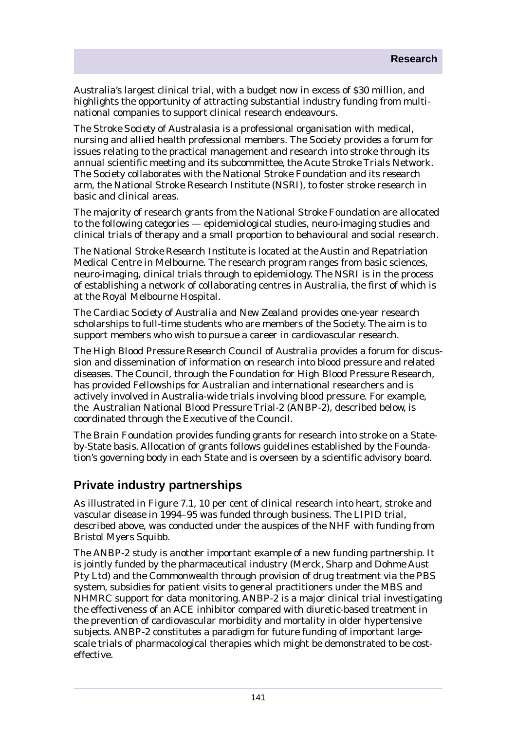Australia's largest clinical trial, with a budget now in excess of $30 million, and highlights the opportunity of attracting substantial industry funding from multi-national companies to support clinical research endeavours.

*The Stroke Society of Australasia* is a professional organisation with medical, nursing and allied health professional members. The Society provides a forum for issues relating to the practical management and research into stroke through its annual scientific meeting and its subcommittee, the Acute Stroke Trials Network. The Society collaborates with the National Stroke Foundation and its research arm, the National Stroke Research Institute (NSRI), to foster stroke research in basic and clinical areas.

The majority of research grants from the *National Stroke Foundation* are allocated to the following categories — epidemiological studies, neuro-imaging studies and clinical trials of therapy and a small proportion to behavioural and social research.

The *National Stroke Research Institute* is located at the Austin and Repatriation Medical Centre in Melbourne. The research program ranges from basic sciences, neuro-imaging, clinical trials through to epidemiology. The NSRI is in the process of establishing a network of collaborating centres in Australia, the first of which is at the Royal Melbourne Hospital.

*The Cardiac Society of Australia and New Zealand* provides one-year research scholarships to full-time students who are members of the Society. The aim is to support members who wish to pursue a career in cardiovascular research.

*The High Blood Pressure Research Council of Australia* provides a forum for discussion and dissemination of information on research into blood pressure and related diseases. The Council, through the Foundation for High Blood Pressure Research, has provided Fellowships for Australian and international researchers and is actively involved in Australia-wide trials involving blood pressure. For example, the Australian National Blood Pressure Trial-2 (ANBP-2), described below, is coordinated through the Executive of the Council.

*The Brain Foundation* provides funding grants for research into stroke on a State-by-State basis. Allocation of grants follows guidelines established by the Foundation's governing body in each State and is overseen by a scientific advisory board.

## Private industry partnerships

As illustrated in Figure 7.1, 10 per cent of clinical research into heart, stroke and vascular disease in 1994–95 was funded through business. The LIPID trial, described above, was conducted under the auspices of the NHF with funding from Bristol Myers Squibb.

The ANBP-2 study is another important example of a new funding partnership. It is jointly funded by the pharmaceutical industry (Merck, Sharp and Dohme Aust Pty Ltd) and the Commonwealth through provision of drug treatment via the PBS system, subsidies for patient visits to general practitioners under the MBS and NHMRC support for data monitoring. ANBP-2 is a major clinical trial investigating the effectiveness of an ACE inhibitor compared with diuretic-based treatment in the prevention of cardiovascular morbidity and mortality in older hypertensive subjects. ANBP-2 constitutes a paradigm for future funding of important large-scale trials of pharmacological therapies which might be demonstrated to be cost-effective.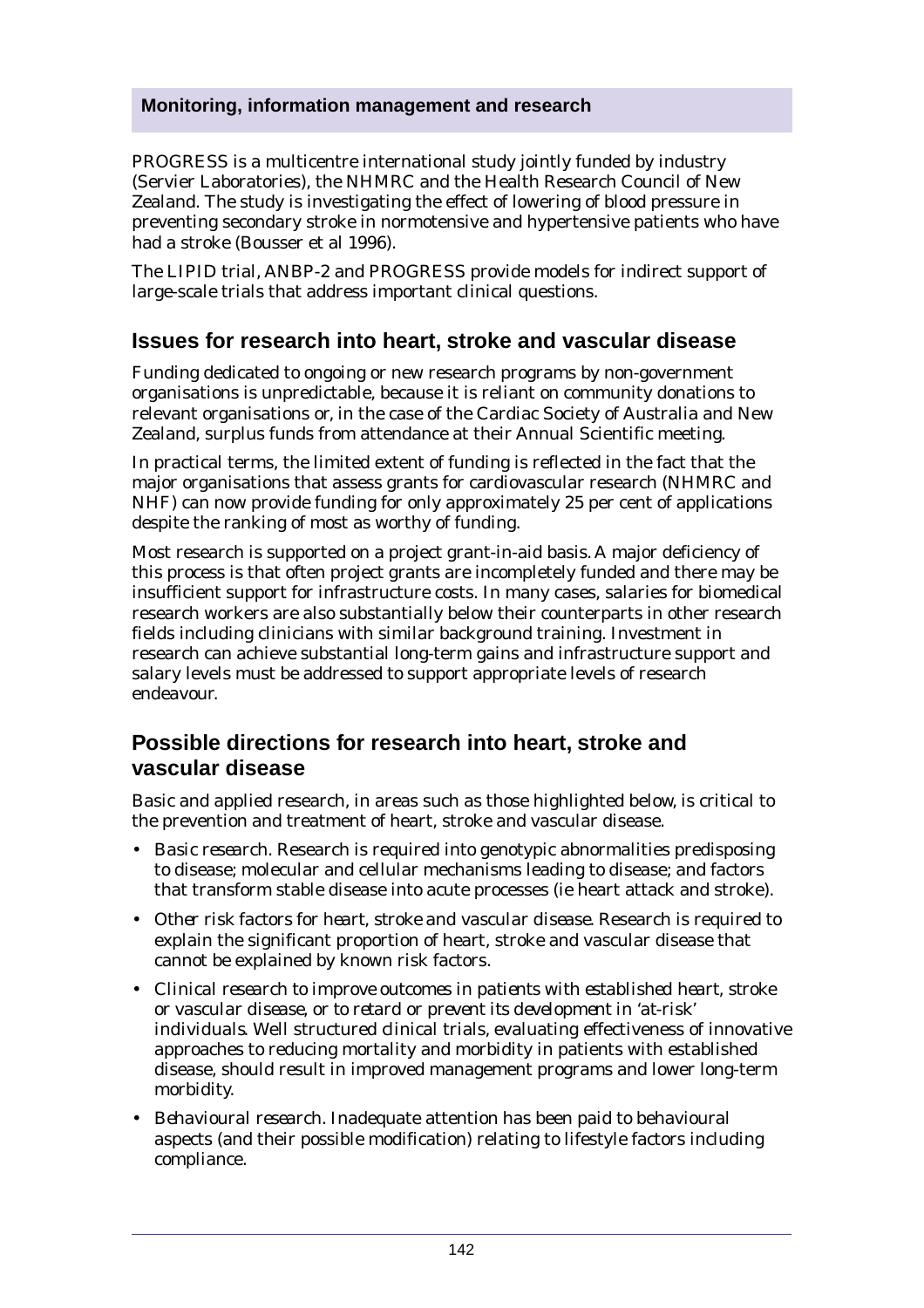PROGRESS is a multicentre international study jointly funded by industry (Servier Laboratories), the NHMRC and the Health Research Council of New Zealand. The study is investigating the effect of lowering of blood pressure in preventing secondary stroke in normotensive and hypertensive patients who have had a stroke (Bousser et al 1996).

The LIPID trial, ANBP-2 and PROGRESS provide models for indirect support of large-scale trials that address important clinical questions.

## Issues for research into heart, stroke and vascular disease

Funding dedicated to ongoing or new research programs by non-government organisations is unpredictable, because it is reliant on community donations to relevant organisations or, in the case of the Cardiac Society of Australia and New Zealand, surplus funds from attendance at their Annual Scientific meeting.

In practical terms, the limited extent of funding is reflected in the fact that the major organisations that assess grants for cardiovascular research (NHMRC and NHF) can now provide funding for only approximately 25 per cent of applications despite the ranking of most as worthy of funding.

Most research is supported on a project grant-in-aid basis. A major deficiency of this process is that often project grants are incompletely funded and there may be insufficient support for infrastructure costs. In many cases, salaries for biomedical research workers are also substantially below their counterparts in other research fields including clinicians with similar background training. Investment in research can achieve substantial long-term gains and infrastructure support and salary levels must be addressed to support appropriate levels of research endeavour.

## Possible directions for research into heart, stroke and vascular disease

Basic and applied research, in areas such as those highlighted below, is critical to the prevention and treatment of heart, stroke and vascular disease.

- *Basic research.* Research is required into genotypic abnormalities predisposing to disease; molecular and cellular mechanisms leading to disease; and factors that transform stable disease into acute processes (ie heart attack and stroke).
- *Other risk factors for heart, stroke and vascular disease.* Research is required to explain the significant proportion of heart, stroke and vascular disease that cannot be explained by known risk factors.
- *Clinical research to improve outcomes in patients with established heart, stroke or vascular disease, or to retard or prevent its development in 'at-risk' individuals.* Well structured clinical trials, evaluating effectiveness of innovative approaches to reducing mortality and morbidity in patients with established disease, should result in improved management programs and lower long-term morbidity.
- *Behavioural research.* Inadequate attention has been paid to behavioural aspects (and their possible modification) relating to lifestyle factors including compliance.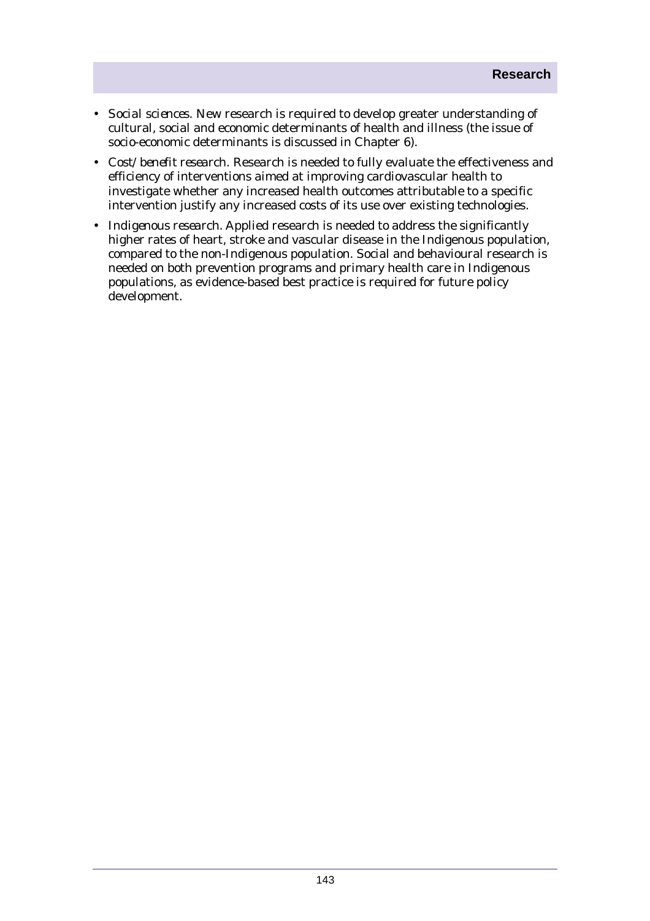- *Social sciences*. New research is required to develop greater understanding of cultural, social and economic determinants of health and illness (the issue of socio-economic determinants is discussed in Chapter 6).
- *Cost/benefit research*. Research is needed to fully evaluate the effectiveness and efficiency of interventions aimed at improving cardiovascular health to investigate whether any increased health outcomes attributable to a specific intervention justify any increased costs of its use over existing technologies.
- *Indigenous research*. Applied research is needed to address the significantly higher rates of heart, stroke and vascular disease in the Indigenous population, compared to the non-Indigenous population. Social and behavioural research is needed on both prevention programs and primary health care in Indigenous populations, as evidence-based best practice is required for future policy development.